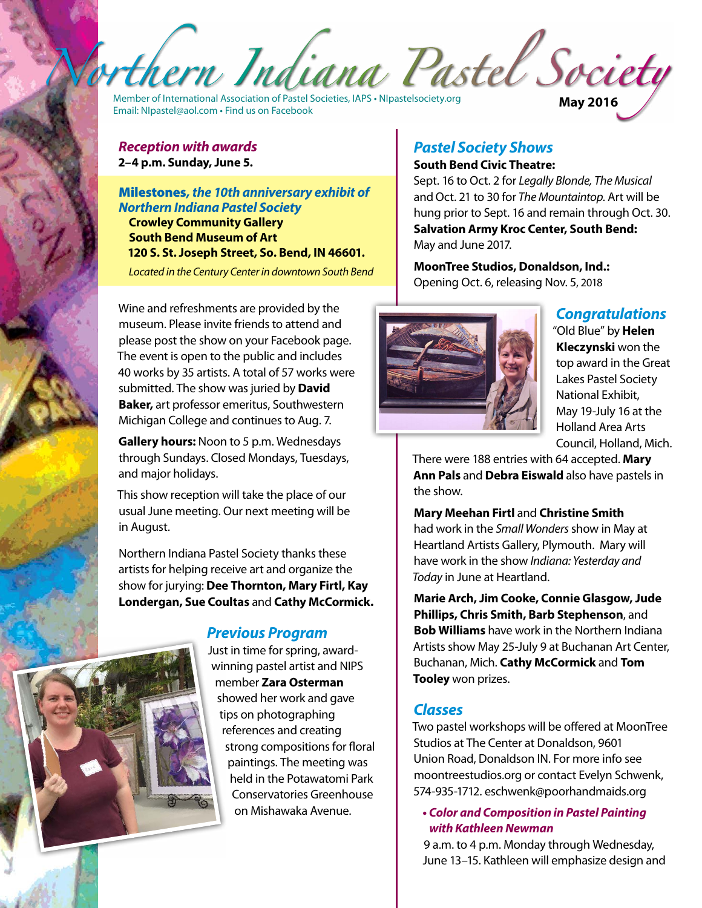# Northern Indiana Pastel Society

Member of International Association of Pastel Societies, IAPS • NIpastelsociety.org
Email: NIpastel@aol.com • Find us on Facebook

**May 2016**

## *Reception with awards*

**2–4 p.m. Sunday, June 5.**

**Milestones,** ***the 10th anniversary exhibit of Northern Indiana Pastel Society***
**Crowley Community Gallery**
**South Bend Museum of Art**
**120 S. St. Joseph Street, So. Bend, IN 46601.**
*Located in the Century Center in downtown South Bend*

Wine and refreshments are provided by the museum. Please invite friends to attend and please post the show on your Facebook page. The event is open to the public and includes 40 works by 35 artists. A total of 57 works were submitted. The show was juried by **David Baker,** art professor emeritus, Southwestern Michigan College and continues to Aug. 7.

**Gallery hours:** Noon to 5 p.m. Wednesdays through Sundays. Closed Mondays, Tuesdays, and major holidays.

This show reception will take the place of our usual June meeting. Our next meeting will be in August.

Northern Indiana Pastel Society thanks these artists for helping receive art and organize the show for jurying: **Dee Thornton, Mary Firtl, Kay Londergan, Sue Coultas** and **Cathy McCormick.**

## *Previous Program*

Just in time for spring, award-winning pastel artist and NIPS member **Zara Osterman** showed her work and gave tips on photographing references and creating strong compositions for floral paintings. The meeting was held in the Potawatomi Park Conservatories Greenhouse on Mishawaka Avenue.

## *Pastel Society Shows*

**South Bend Civic Theatre:**
Sept. 16 to Oct. 2 for *Legally Blonde, The Musical* and Oct. 21 to 30 for *The Mountaintop.* Art will be hung prior to Sept. 16 and remain through Oct. 30.
**Salvation Army Kroc Center, South Bend:**
May and June 2017.

**MoonTree Studios, Donaldson, Ind.:**
Opening Oct. 6, releasing Nov. 5, 2018

## *Congratulations*

"Old Blue" by **Helen Kleczynski** won the top award in the Great Lakes Pastel Society National Exhibit, May 19-July 16 at the Holland Area Arts Council, Holland, Mich. There were 188 entries with 64 accepted. **Mary Ann Pals** and **Debra Eiswald** also have pastels in the show.

**Mary Meehan Firtl** and **Christine Smith** had work in the *Small Wonders* show in May at Heartland Artists Gallery, Plymouth. Mary will have work in the show *Indiana: Yesterday and Today* in June at Heartland.

**Marie Arch, Jim Cooke, Connie Glasgow, Jude Phillips, Chris Smith, Barb Stephenson**, and **Bob Williams** have work in the Northern Indiana Artists show May 25-July 9 at Buchanan Art Center, Buchanan, Mich. **Cathy McCormick** and **Tom Tooley** won prizes.

## *Classes*

Two pastel workshops will be offered at MoonTree Studios at The Center at Donaldson, 9601 Union Road, Donaldson IN. For more info see moontreestudios.org or contact Evelyn Schwenk, 574-935-1712. eschwenk@poorhandmaids.org

- ***Color and Composition in Pastel Painting with Kathleen Newman***

  9 a.m. to 4 p.m. Monday through Wednesday, June 13–15. Kathleen will emphasize design and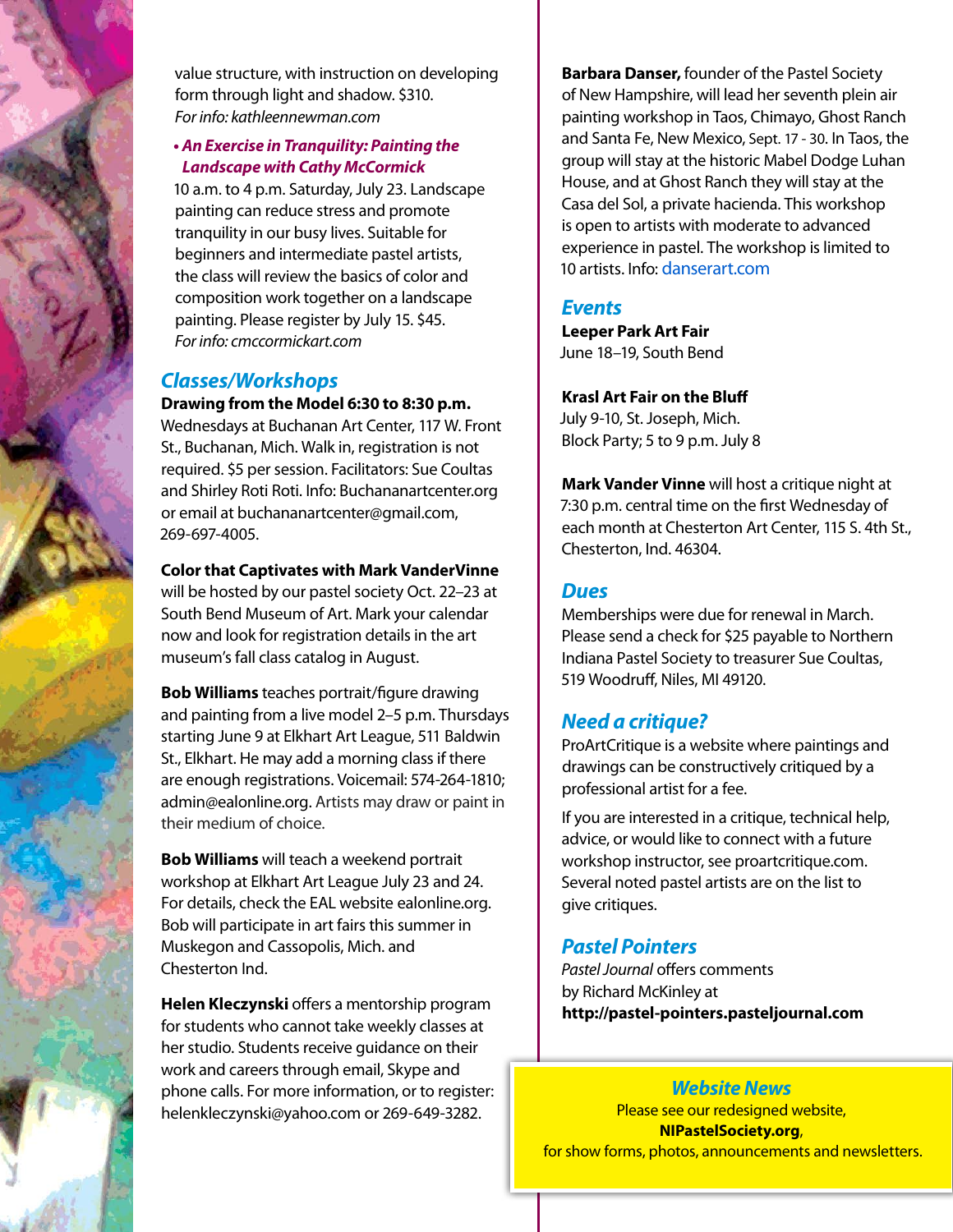value structure, with instruction on developing form through light and shadow. $310.
*For info: kathleennewman.com*

- ***An Exercise in Tranquility: Painting the Landscape with Cathy McCormick***

10 a.m. to 4 p.m. Saturday, July 23. Landscape painting can reduce stress and promote tranquility in our busy lives. Suitable for beginners and intermediate pastel artists, the class will review the basics of color and composition work together on a landscape painting. Please register by July 15. $45.
*For info: cmccormickart.com*

## *Classes/Workshops*

**Drawing from the Model 6:30 to 8:30 p.m.**
Wednesdays at Buchanan Art Center, 117 W. Front St., Buchanan, Mich. Walk in, registration is not required. $5 per session. Facilitators: Sue Coultas and Shirley Roti Roti. Info: Buchananartcenter.org or email at buchananartcenter@gmail.com, 269-697-4005.

**Color that Captivates with Mark VanderVinne** will be hosted by our pastel society Oct. 22–23 at South Bend Museum of Art. Mark your calendar now and look for registration details in the art museum's fall class catalog in August.

**Bob Williams** teaches portrait/figure drawing and painting from a live model 2–5 p.m. Thursdays starting June 9 at Elkhart Art League, 511 Baldwin St., Elkhart. He may add a morning class if there are enough registrations. Voicemail: 574-264-1810; admin@ealonline.org. Artists may draw or paint in their medium of choice.

**Bob Williams** will teach a weekend portrait workshop at Elkhart Art League July 23 and 24. For details, check the EAL website ealonline.org. Bob will participate in art fairs this summer in Muskegon and Cassopolis, Mich. and Chesterton Ind.

**Helen Kleczynski** offers a mentorship program for students who cannot take weekly classes at her studio. Students receive guidance on their work and careers through email, Skype and phone calls. For more information, or to register: helenkleczynski@yahoo.com or 269-649-3282.

**Barbara Danser,** founder of the Pastel Society of New Hampshire, will lead her seventh plein air painting workshop in Taos, Chimayo, Ghost Ranch and Santa Fe, New Mexico, Sept. 17 - 30. In Taos, the group will stay at the historic Mabel Dodge Luhan House, and at Ghost Ranch they will stay at the Casa del Sol, a private hacienda. This workshop is open to artists with moderate to advanced experience in pastel. The workshop is limited to 10 artists. Info: danserart.com

## *Events*

**Leeper Park Art Fair**
June 18–19, South Bend

**Krasl Art Fair on the Bluff**
July 9-10, St. Joseph, Mich.
Block Party; 5 to 9 p.m. July 8

**Mark Vander Vinne** will host a critique night at 7:30 p.m. central time on the first Wednesday of each month at Chesterton Art Center, 115 S. 4th St., Chesterton, Ind. 46304.

## *Dues*

Memberships were due for renewal in March. Please send a check for $25 payable to Northern Indiana Pastel Society to treasurer Sue Coultas, 519 Woodruff, Niles, MI 49120.

## *Need a critique?*

ProArtCritique is a website where paintings and drawings can be constructively critiqued by a professional artist for a fee.

If you are interested in a critique, technical help, advice, or would like to connect with a future workshop instructor, see proartcritique.com. Several noted pastel artists are on the list to give critiques.

## *Pastel Pointers*

*Pastel Journal* offers comments by Richard McKinley at
**http://pastel-pointers.pasteljournal.com**

## *Website News*

Please see our redesigned website,
**NIPastelSociety.org**,
for show forms, photos, announcements and newsletters.